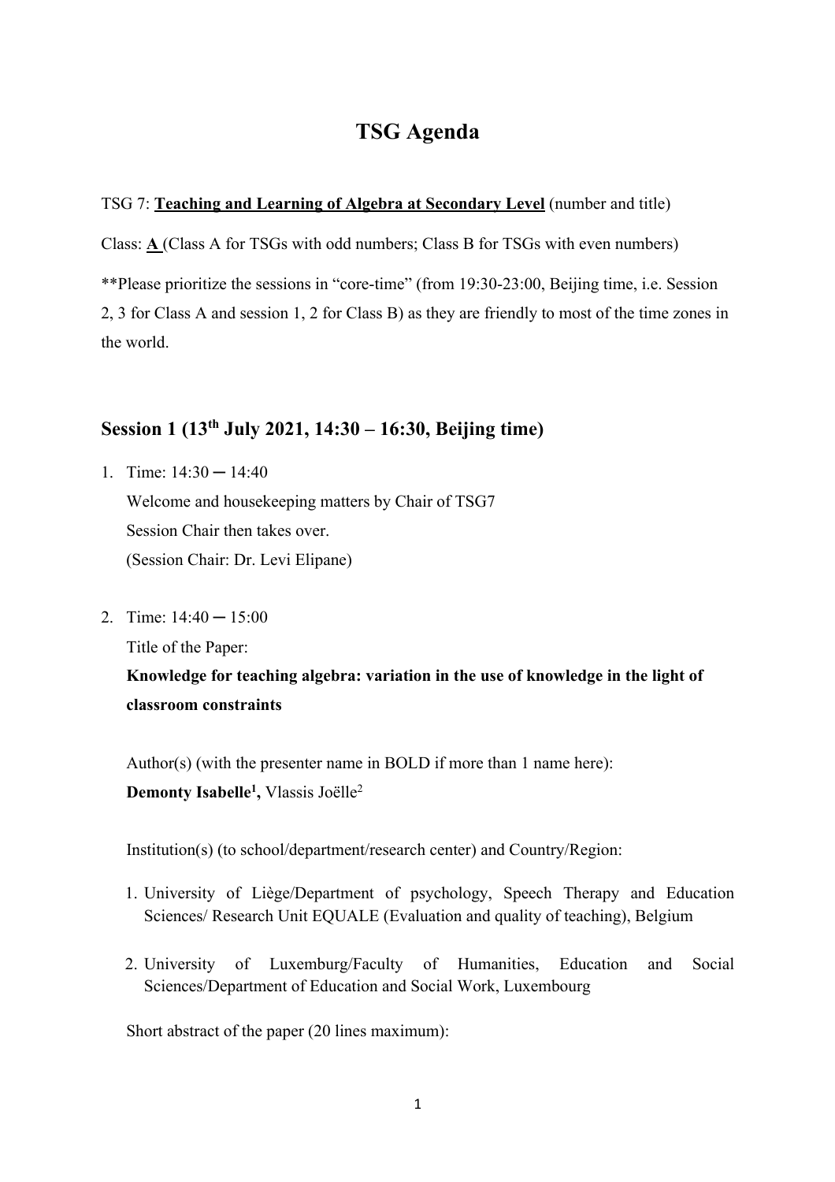# TSG Agenda

TSG 7: **Teaching and Learning of Algebra at Secondary Level** (number and title)

Class: **A** (Class A for TSGs with odd numbers; Class B for TSGs with even numbers)

**Please prioritize the sessions in "core-time" (from 19:30-23:00, Beijing time, i.e. Session 2, 3 for Class A and session 1, 2 for Class B) as they are friendly to most of the time zones in the world.

## Session 1 (13th July 2021, 14:30 – 16:30, Beijing time)

1. Time: 14:30 ─ 14:40

   Welcome and housekeeping matters by Chair of TSG7

   Session Chair then takes over.

   (Session Chair: Dr. Levi Elipane)

2. Time: 14:40 ─ 15:00

   Title of the Paper:

   **Knowledge for teaching algebra: variation in the use of knowledge in the light of classroom constraints**

   Author(s) (with the presenter name in BOLD if more than 1 name here):

   **Demonty Isabelle[1],** Vlassis Joëlle[2]

   Institution(s) (to school/department/research center) and Country/Region:

   1. University of Liège/Department of psychology, Speech Therapy and Education Sciences/ Research Unit EQUALE (Evaluation and quality of teaching), Belgium

   2. University of Luxemburg/Faculty of Humanities, Education and Social Sciences/Department of Education and Social Work, Luxembourg

   Short abstract of the paper (20 lines maximum):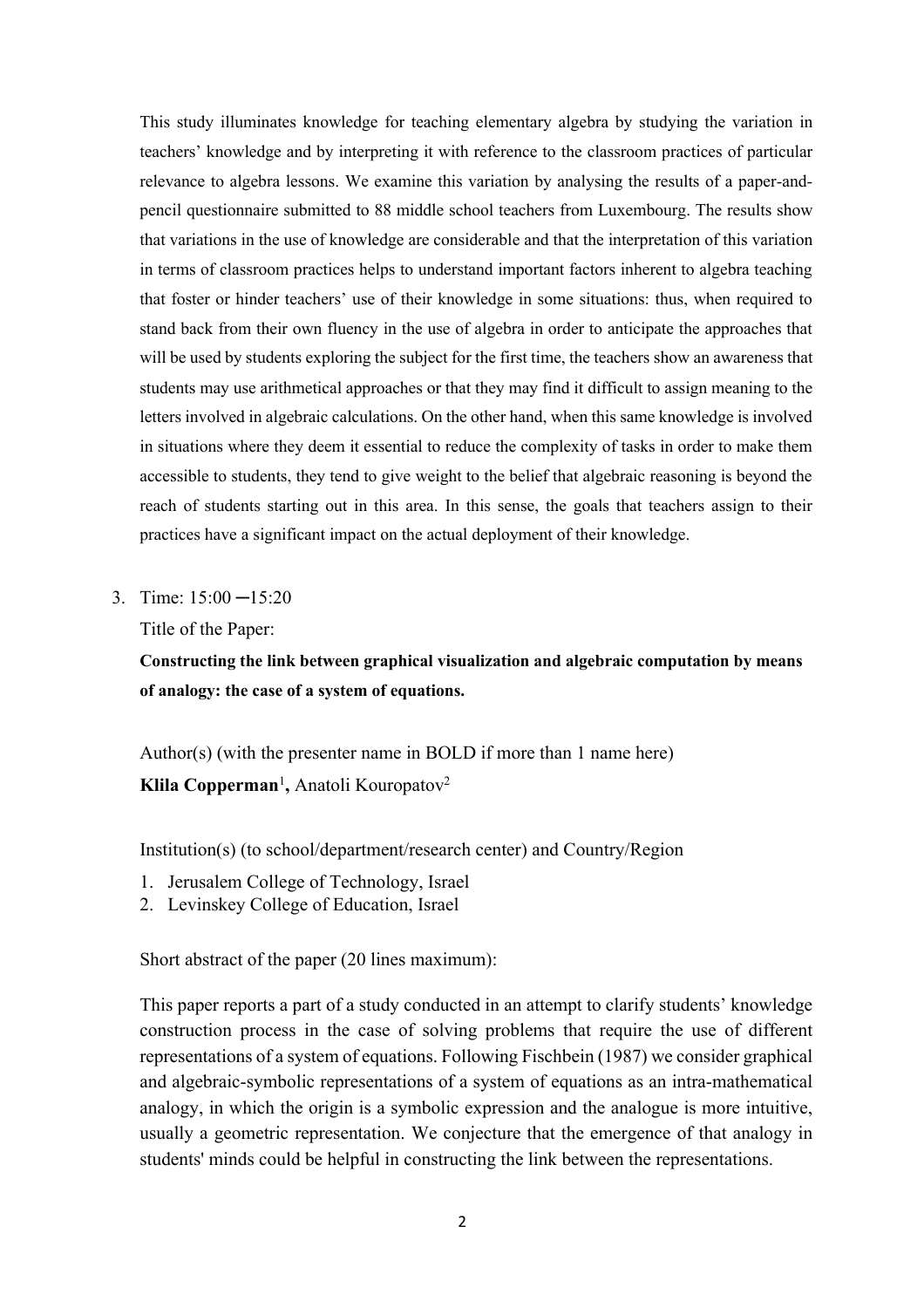This study illuminates knowledge for teaching elementary algebra by studying the variation in teachers' knowledge and by interpreting it with reference to the classroom practices of particular relevance to algebra lessons. We examine this variation by analysing the results of a paper-and-pencil questionnaire submitted to 88 middle school teachers from Luxembourg. The results show that variations in the use of knowledge are considerable and that the interpretation of this variation in terms of classroom practices helps to understand important factors inherent to algebra teaching that foster or hinder teachers' use of their knowledge in some situations: thus, when required to stand back from their own fluency in the use of algebra in order to anticipate the approaches that will be used by students exploring the subject for the first time, the teachers show an awareness that students may use arithmetical approaches or that they may find it difficult to assign meaning to the letters involved in algebraic calculations. On the other hand, when this same knowledge is involved in situations where they deem it essential to reduce the complexity of tasks in order to make them accessible to students, they tend to give weight to the belief that algebraic reasoning is beyond the reach of students starting out in this area. In this sense, the goals that teachers assign to their practices have a significant impact on the actual deployment of their knowledge.

3. Time: 15:00 ─15:20

   Title of the Paper:

   **Constructing the link between graphical visualization and algebraic computation by means of analogy: the case of a system of equations.**

   Author(s) (with the presenter name in BOLD if more than 1 name here)

   **Klila Copperman**[1]**,** Anatoli Kouropatov[2]

   Institution(s) (to school/department/research center) and Country/Region

   1. Jerusalem College of Technology, Israel
   2. Levinskey College of Education, Israel

   Short abstract of the paper (20 lines maximum):

   This paper reports a part of a study conducted in an attempt to clarify students' knowledge construction process in the case of solving problems that require the use of different representations of a system of equations. Following Fischbein (1987) we consider graphical and algebraic-symbolic representations of a system of equations as an intra-mathematical analogy, in which the origin is a symbolic expression and the analogue is more intuitive, usually a geometric representation. We conjecture that the emergence of that analogy in students' minds could be helpful in constructing the link between the representations.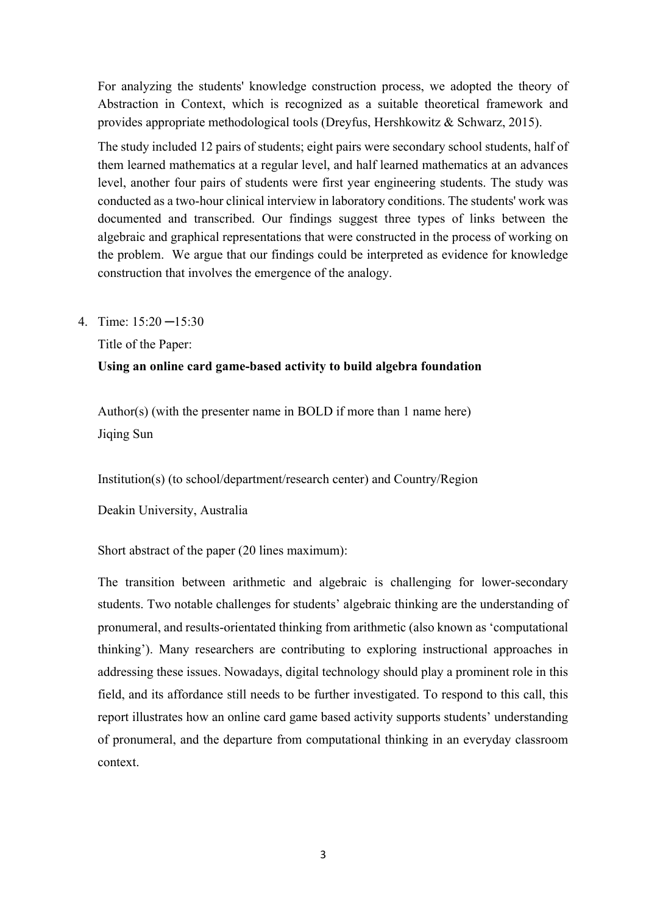For analyzing the students' knowledge construction process, we adopted the theory of Abstraction in Context, which is recognized as a suitable theoretical framework and provides appropriate methodological tools (Dreyfus, Hershkowitz & Schwarz, 2015).

The study included 12 pairs of students; eight pairs were secondary school students, half of them learned mathematics at a regular level, and half learned mathematics at an advances level, another four pairs of students were first year engineering students. The study was conducted as a two-hour clinical interview in laboratory conditions. The students' work was documented and transcribed. Our findings suggest three types of links between the algebraic and graphical representations that were constructed in the process of working on the problem. We argue that our findings could be interpreted as evidence for knowledge construction that involves the emergence of the analogy.

4. Time: 15:20 ─15:30

   Title of the Paper:

   **Using an online card game-based activity to build algebra foundation**

   Author(s) (with the presenter name in BOLD if more than 1 name here)

   Jiqing Sun

   Institution(s) (to school/department/research center) and Country/Region

   Deakin University, Australia

   Short abstract of the paper (20 lines maximum):

   The transition between arithmetic and algebraic is challenging for lower-secondary students. Two notable challenges for students' algebraic thinking are the understanding of pronumeral, and results-orientated thinking from arithmetic (also known as 'computational thinking'). Many researchers are contributing to exploring instructional approaches in addressing these issues. Nowadays, digital technology should play a prominent role in this field, and its affordance still needs to be further investigated. To respond to this call, this report illustrates how an online card game based activity supports students' understanding of pronumeral, and the departure from computational thinking in an everyday classroom context.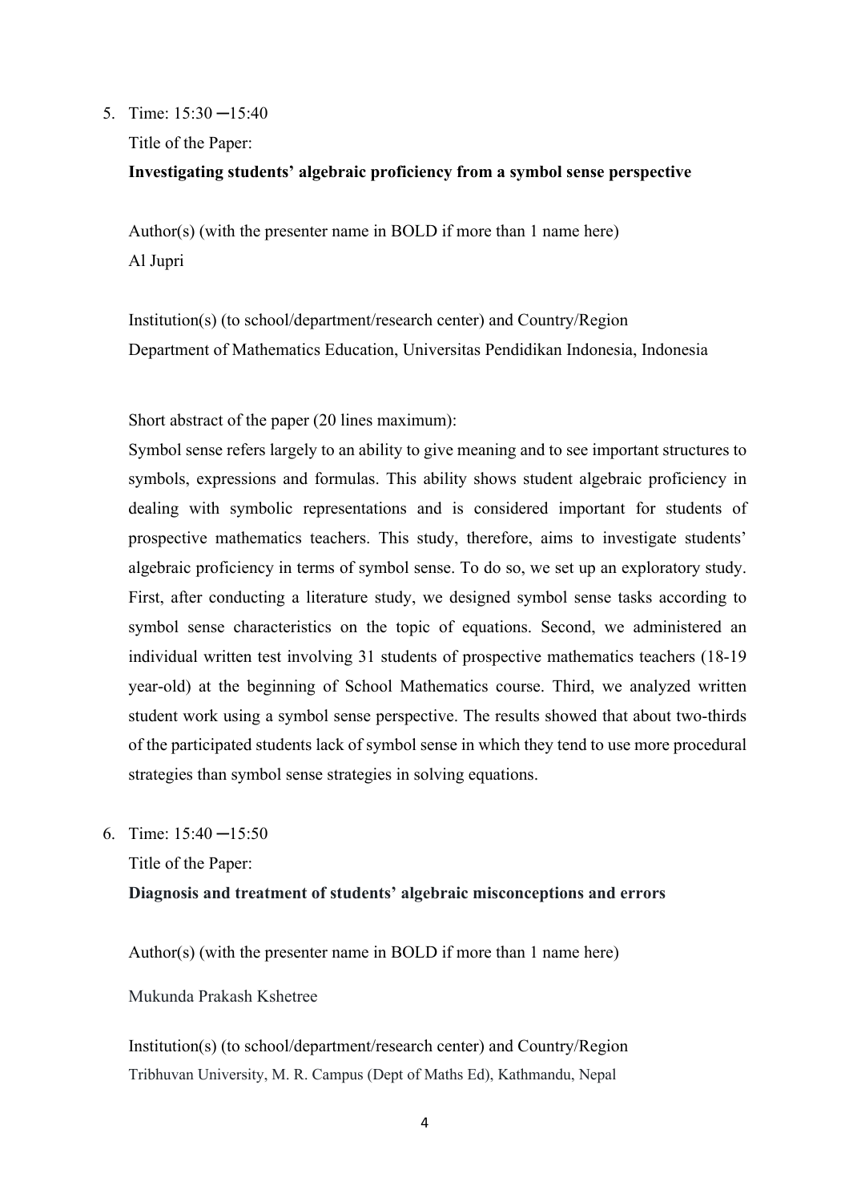5. Time: 15:30 ─15:40

   Title of the Paper:

   **Investigating students' algebraic proficiency from a symbol sense perspective**

   Author(s) (with the presenter name in BOLD if more than 1 name here)

   Al Jupri

   Institution(s) (to school/department/research center) and Country/Region

   Department of Mathematics Education, Universitas Pendidikan Indonesia, Indonesia

   Short abstract of the paper (20 lines maximum):

   Symbol sense refers largely to an ability to give meaning and to see important structures to symbols, expressions and formulas. This ability shows student algebraic proficiency in dealing with symbolic representations and is considered important for students of prospective mathematics teachers. This study, therefore, aims to investigate students' algebraic proficiency in terms of symbol sense. To do so, we set up an exploratory study. First, after conducting a literature study, we designed symbol sense tasks according to symbol sense characteristics on the topic of equations. Second, we administered an individual written test involving 31 students of prospective mathematics teachers (18-19 year-old) at the beginning of School Mathematics course. Third, we analyzed written student work using a symbol sense perspective. The results showed that about two-thirds of the participated students lack of symbol sense in which they tend to use more procedural strategies than symbol sense strategies in solving equations.

6. Time: 15:40 ─15:50

   Title of the Paper:

   **Diagnosis and treatment of students' algebraic misconceptions and errors**

   Author(s) (with the presenter name in BOLD if more than 1 name here)

   Mukunda Prakash Kshetree

   Institution(s) (to school/department/research center) and Country/Region

   Tribhuvan University, M. R. Campus (Dept of Maths Ed), Kathmandu, Nepal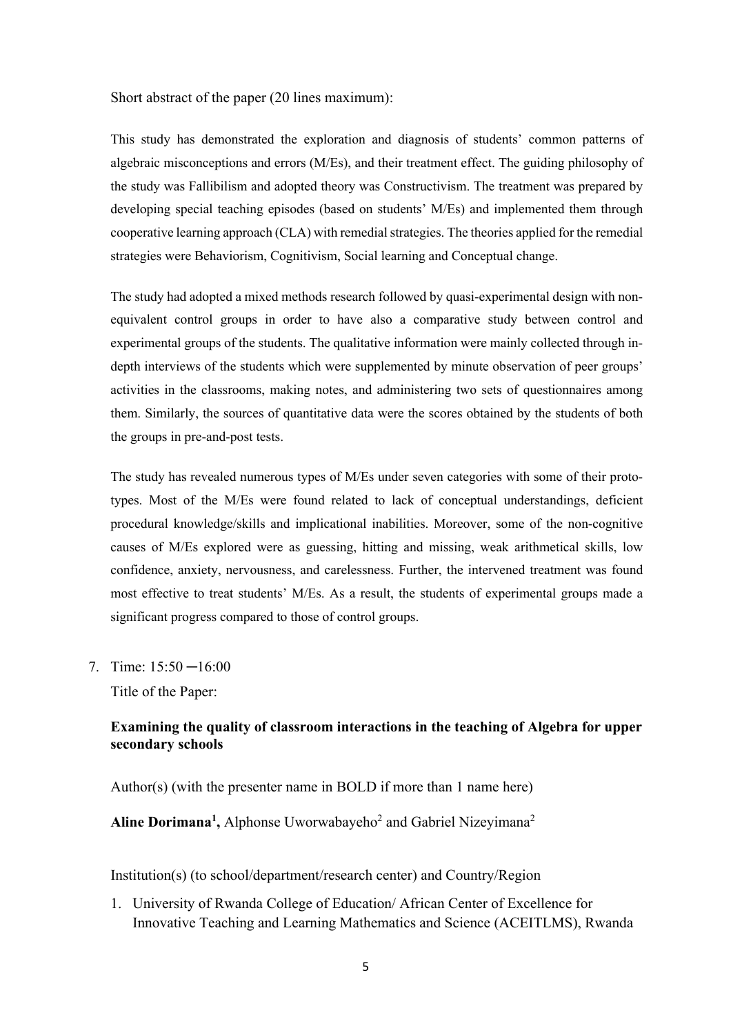Short abstract of the paper (20 lines maximum):

This study has demonstrated the exploration and diagnosis of students' common patterns of algebraic misconceptions and errors (M/Es), and their treatment effect. The guiding philosophy of the study was Fallibilism and adopted theory was Constructivism. The treatment was prepared by developing special teaching episodes (based on students' M/Es) and implemented them through cooperative learning approach (CLA) with remedial strategies. The theories applied for the remedial strategies were Behaviorism, Cognitivism, Social learning and Conceptual change.

The study had adopted a mixed methods research followed by quasi-experimental design with non-equivalent control groups in order to have also a comparative study between control and experimental groups of the students. The qualitative information were mainly collected through in-depth interviews of the students which were supplemented by minute observation of peer groups' activities in the classrooms, making notes, and administering two sets of questionnaires among them. Similarly, the sources of quantitative data were the scores obtained by the students of both the groups in pre-and-post tests.

The study has revealed numerous types of M/Es under seven categories with some of their proto-types. Most of the M/Es were found related to lack of conceptual understandings, deficient procedural knowledge/skills and implicational inabilities. Moreover, some of the non-cognitive causes of M/Es explored were as guessing, hitting and missing, weak arithmetical skills, low confidence, anxiety, nervousness, and carelessness. Further, the intervened treatment was found most effective to treat students' M/Es. As a result, the students of experimental groups made a significant progress compared to those of control groups.

7. Time: 15:50 ─16:00

   Title of the Paper:

   **Examining the quality of classroom interactions in the teaching of Algebra for upper secondary schools**

   Author(s) (with the presenter name in BOLD if more than 1 name here)

   **Aline Dorimana[1],** Alphonse Uworwabayeho[2] and Gabriel Nizeyimana[2]

   Institution(s) (to school/department/research center) and Country/Region

   1. University of Rwanda College of Education/ African Center of Excellence for Innovative Teaching and Learning Mathematics and Science (ACEITLMS), Rwanda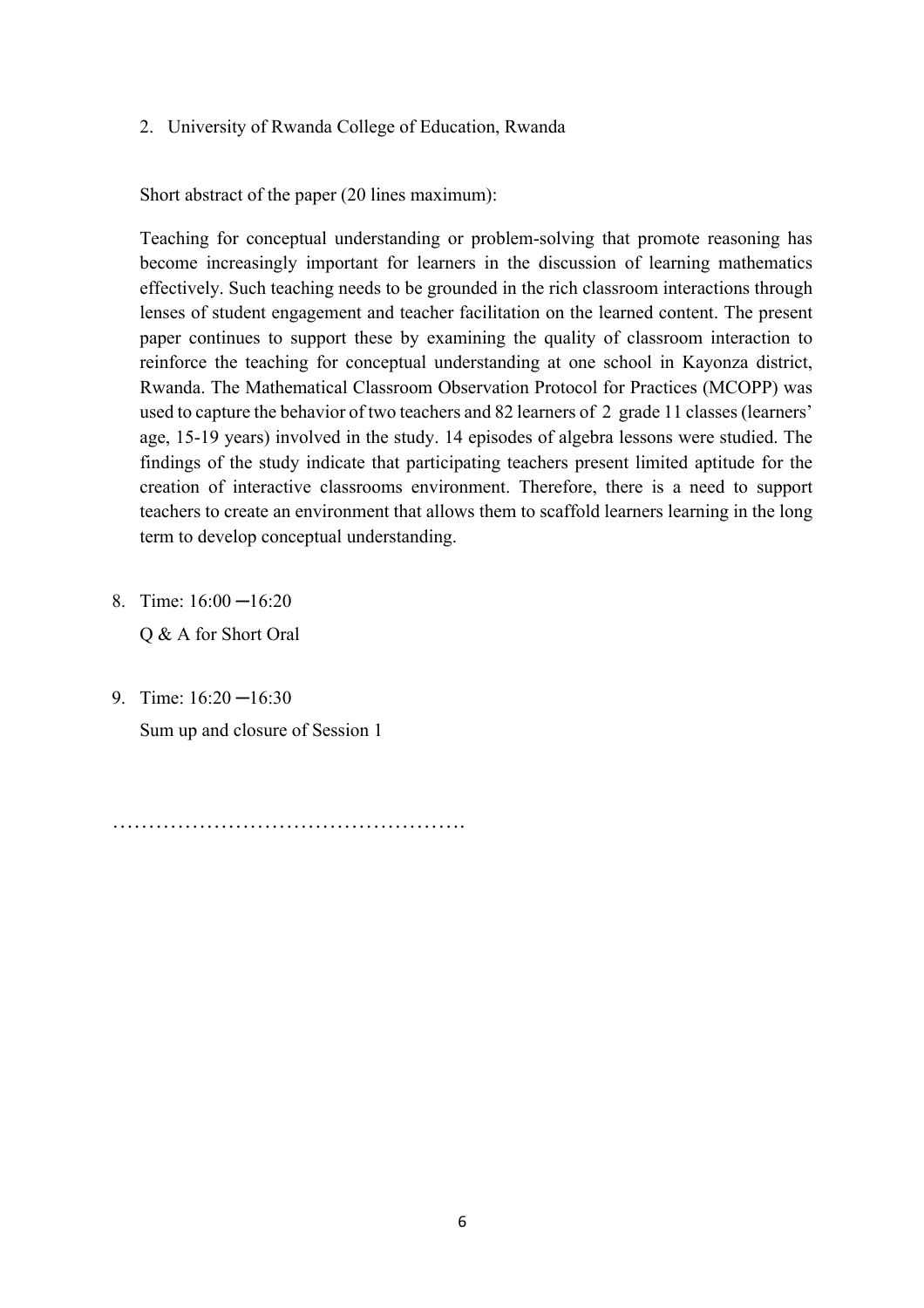2. University of Rwanda College of Education, Rwanda

Short abstract of the paper (20 lines maximum):

Teaching for conceptual understanding or problem-solving that promote reasoning has become increasingly important for learners in the discussion of learning mathematics effectively. Such teaching needs to be grounded in the rich classroom interactions through lenses of student engagement and teacher facilitation on the learned content. The present paper continues to support these by examining the quality of classroom interaction to reinforce the teaching for conceptual understanding at one school in Kayonza district, Rwanda. The Mathematical Classroom Observation Protocol for Practices (MCOPP) was used to capture the behavior of two teachers and 82 learners of 2 grade 11 classes (learners' age, 15-19 years) involved in the study. 14 episodes of algebra lessons were studied. The findings of the study indicate that participating teachers present limited aptitude for the creation of interactive classrooms environment. Therefore, there is a need to support teachers to create an environment that allows them to scaffold learners learning in the long term to develop conceptual understanding.

8. Time: 16:00 ─16:20

   Q & A for Short Oral

9. Time: 16:20 ─16:30

   Sum up and closure of Session 1

…………………………………………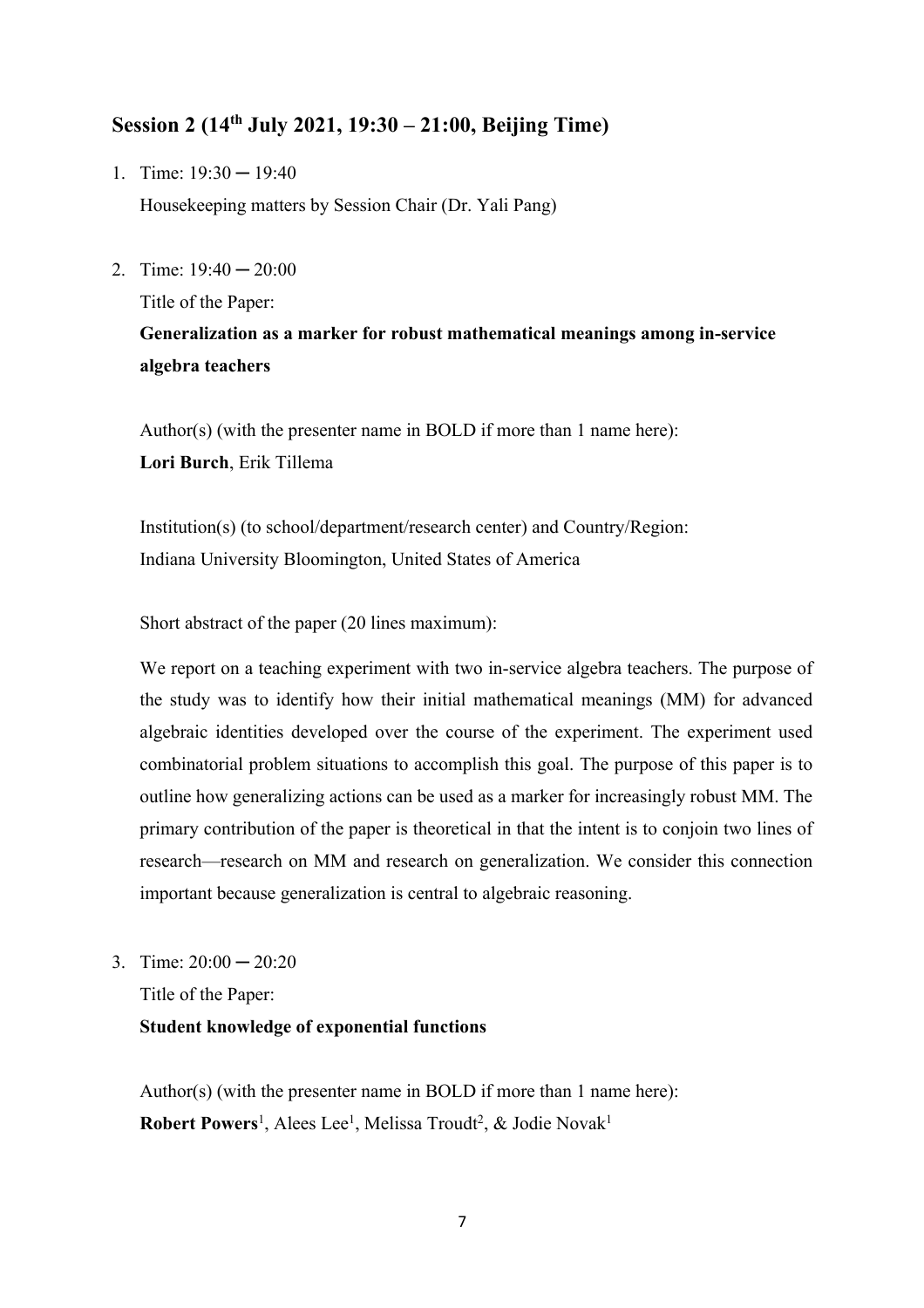## Session 2 (14th July 2021, 19:30 – 21:00, Beijing Time)

1. Time: 19:30 ─ 19:40

   Housekeeping matters by Session Chair (Dr. Yali Pang)

2. Time: 19:40 ─ 20:00

   Title of the Paper:

   **Generalization as a marker for robust mathematical meanings among in-service algebra teachers**

   Author(s) (with the presenter name in BOLD if more than 1 name here):

   **Lori Burch**, Erik Tillema

   Institution(s) (to school/department/research center) and Country/Region:

   Indiana University Bloomington, United States of America

   Short abstract of the paper (20 lines maximum):

   We report on a teaching experiment with two in-service algebra teachers. The purpose of the study was to identify how their initial mathematical meanings (MM) for advanced algebraic identities developed over the course of the experiment. The experiment used combinatorial problem situations to accomplish this goal. The purpose of this paper is to outline how generalizing actions can be used as a marker for increasingly robust MM. The primary contribution of the paper is theoretical in that the intent is to conjoin two lines of research—research on MM and research on generalization. We consider this connection important because generalization is central to algebraic reasoning.

3. Time: 20:00 ─ 20:20

   Title of the Paper:

   **Student knowledge of exponential functions**

   Author(s) (with the presenter name in BOLD if more than 1 name here):

   **Robert Powers**[1], Alees Lee[1], Melissa Troudt[2], & Jodie Novak[1]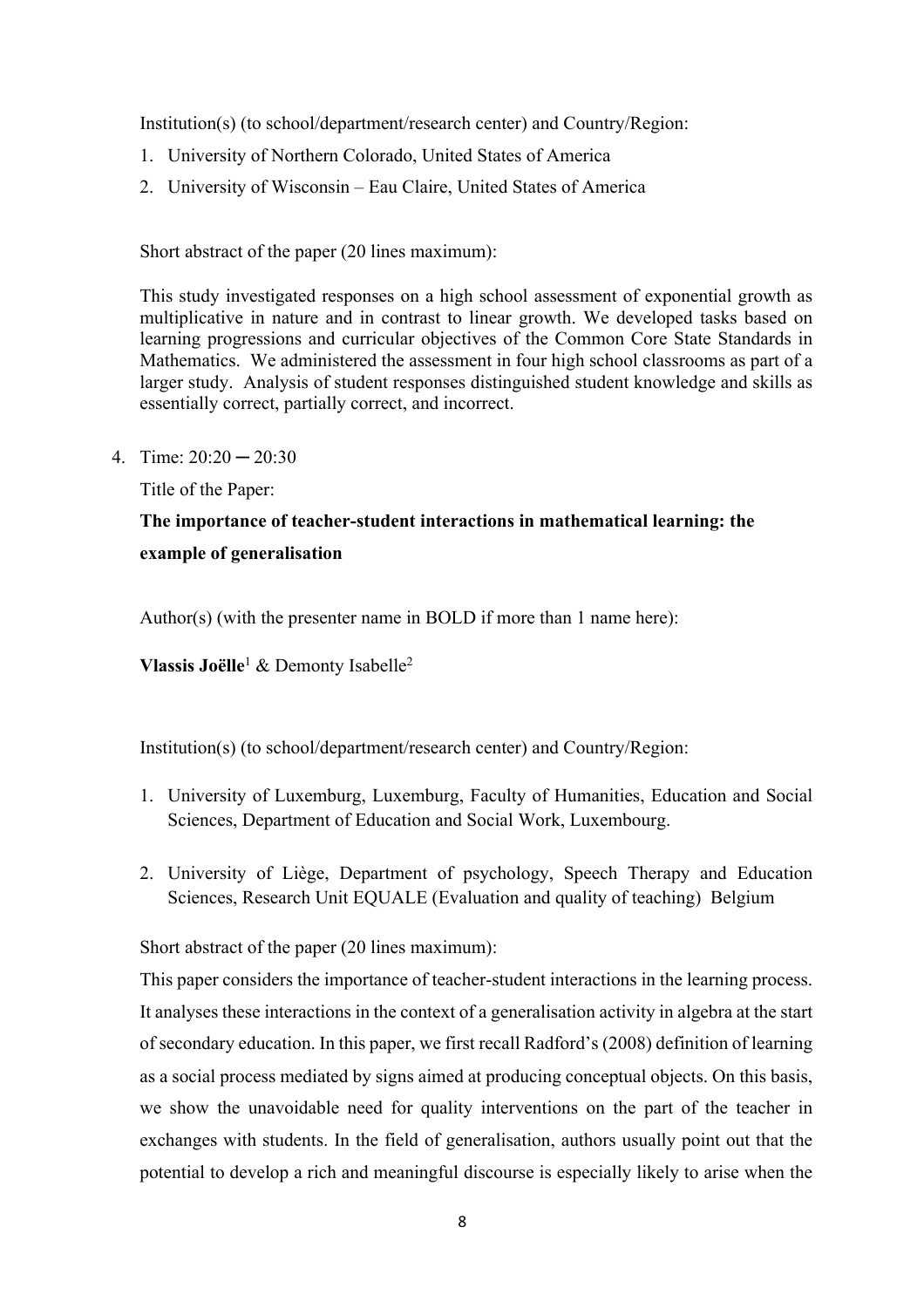Institution(s) (to school/department/research center) and Country/Region:

1. University of Northern Colorado, United States of America
2. University of Wisconsin – Eau Claire, United States of America

Short abstract of the paper (20 lines maximum):

This study investigated responses on a high school assessment of exponential growth as multiplicative in nature and in contrast to linear growth. We developed tasks based on learning progressions and curricular objectives of the Common Core State Standards in Mathematics. We administered the assessment in four high school classrooms as part of a larger study. Analysis of student responses distinguished student knowledge and skills as essentially correct, partially correct, and incorrect.

4. Time: 20:20 ─ 20:30

   Title of the Paper:

   **The importance of teacher-student interactions in mathematical learning: the example of generalisation**

   Author(s) (with the presenter name in BOLD if more than 1 name here):

   **Vlassis Joëlle**[1] & Demonty Isabelle[2]

   Institution(s) (to school/department/research center) and Country/Region:

   1. University of Luxemburg, Luxemburg, Faculty of Humanities, Education and Social Sciences, Department of Education and Social Work, Luxembourg.
   2. University of Liège, Department of psychology, Speech Therapy and Education Sciences, Research Unit EQUALE (Evaluation and quality of teaching) Belgium

   Short abstract of the paper (20 lines maximum):

   This paper considers the importance of teacher-student interactions in the learning process. It analyses these interactions in the context of a generalisation activity in algebra at the start of secondary education. In this paper, we first recall Radford's (2008) definition of learning as a social process mediated by signs aimed at producing conceptual objects. On this basis, we show the unavoidable need for quality interventions on the part of the teacher in exchanges with students. In the field of generalisation, authors usually point out that the potential to develop a rich and meaningful discourse is especially likely to arise when the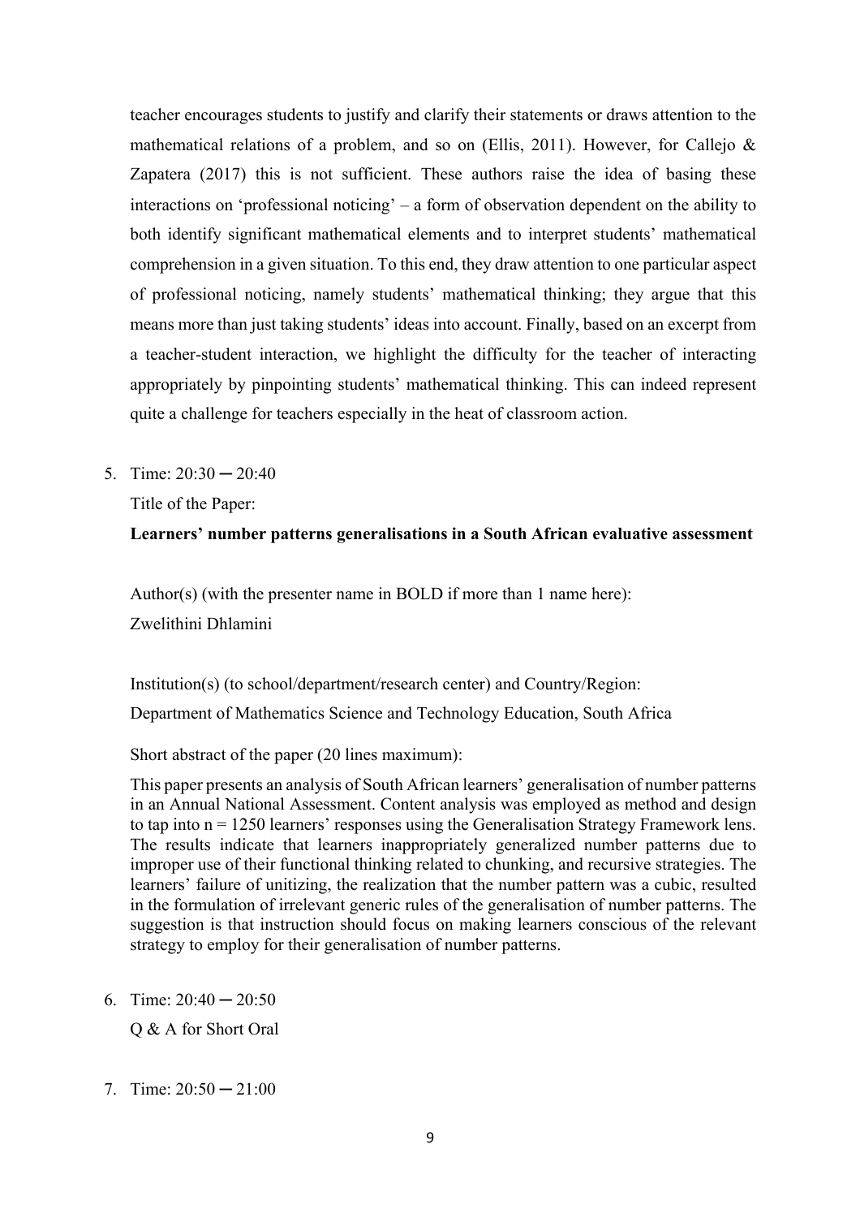teacher encourages students to justify and clarify their statements or draws attention to the mathematical relations of a problem, and so on (Ellis, 2011). However, for Callejo & Zapatera (2017) this is not sufficient. These authors raise the idea of basing these interactions on 'professional noticing' – a form of observation dependent on the ability to both identify significant mathematical elements and to interpret students' mathematical comprehension in a given situation. To this end, they draw attention to one particular aspect of professional noticing, namely students' mathematical thinking; they argue that this means more than just taking students' ideas into account. Finally, based on an excerpt from a teacher-student interaction, we highlight the difficulty for the teacher of interacting appropriately by pinpointing students' mathematical thinking. This can indeed represent quite a challenge for teachers especially in the heat of classroom action.

5. Time: 20:30 ─ 20:40

   Title of the Paper:

   **Learners' number patterns generalisations in a South African evaluative assessment**

   Author(s) (with the presenter name in BOLD if more than 1 name here):

   Zwelithini Dhlamini

   Institution(s) (to school/department/research center) and Country/Region:

   Department of Mathematics Science and Technology Education, South Africa

   Short abstract of the paper (20 lines maximum):

   This paper presents an analysis of South African learners' generalisation of number patterns in an Annual National Assessment. Content analysis was employed as method and design to tap into n = 1250 learners' responses using the Generalisation Strategy Framework lens. The results indicate that learners inappropriately generalized number patterns due to improper use of their functional thinking related to chunking, and recursive strategies. The learners' failure of unitizing, the realization that the number pattern was a cubic, resulted in the formulation of irrelevant generic rules of the generalisation of number patterns. The suggestion is that instruction should focus on making learners conscious of the relevant strategy to employ for their generalisation of number patterns.

6. Time: 20:40 ─ 20:50

   Q & A for Short Oral

7. Time: 20:50 ─ 21:00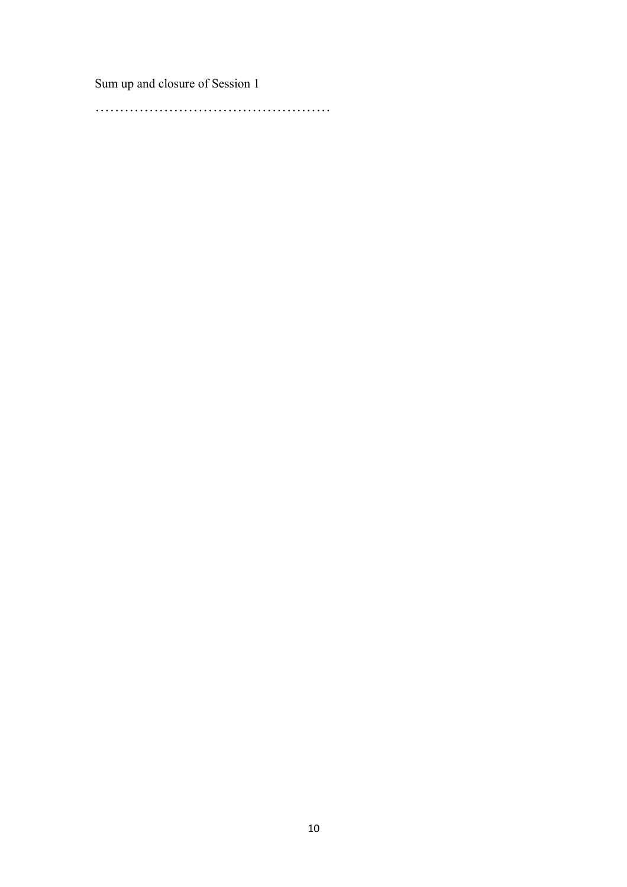Sum up and closure of Session 1

…………………………………………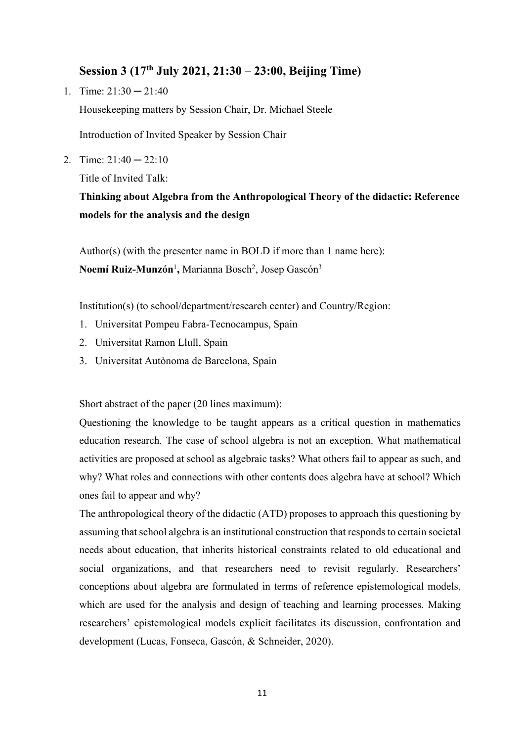### Session 3 (17th July 2021, 21:30 – 23:00, Beijing Time)

1. Time: 21:30 ─ 21:40

   Housekeeping matters by Session Chair, Dr. Michael Steele

   Introduction of Invited Speaker by Session Chair

2. Time: 21:40 ─ 22:10

   Title of Invited Talk:

   **Thinking about Algebra from the Anthropological Theory of the didactic: Reference models for the analysis and the design**

   Author(s) (with the presenter name in BOLD if more than 1 name here):
   **Noemí Ruiz-Munzón**[1]**,** Marianna Bosch[2], Josep Gascón[3]

   Institution(s) (to school/department/research center) and Country/Region:

   1. Universitat Pompeu Fabra-Tecnocampus, Spain
   2. Universitat Ramon Llull, Spain
   3. Universitat Autònoma de Barcelona, Spain

   Short abstract of the paper (20 lines maximum):

   Questioning the knowledge to be taught appears as a critical question in mathematics education research. The case of school algebra is not an exception. What mathematical activities are proposed at school as algebraic tasks? What others fail to appear as such, and why? What roles and connections with other contents does algebra have at school? Which ones fail to appear and why?

   The anthropological theory of the didactic (ATD) proposes to approach this questioning by assuming that school algebra is an institutional construction that responds to certain societal needs about education, that inherits historical constraints related to old educational and social organizations, and that researchers need to revisit regularly. Researchers' conceptions about algebra are formulated in terms of reference epistemological models, which are used for the analysis and design of teaching and learning processes. Making researchers' epistemological models explicit facilitates its discussion, confrontation and development (Lucas, Fonseca, Gascón, & Schneider, 2020).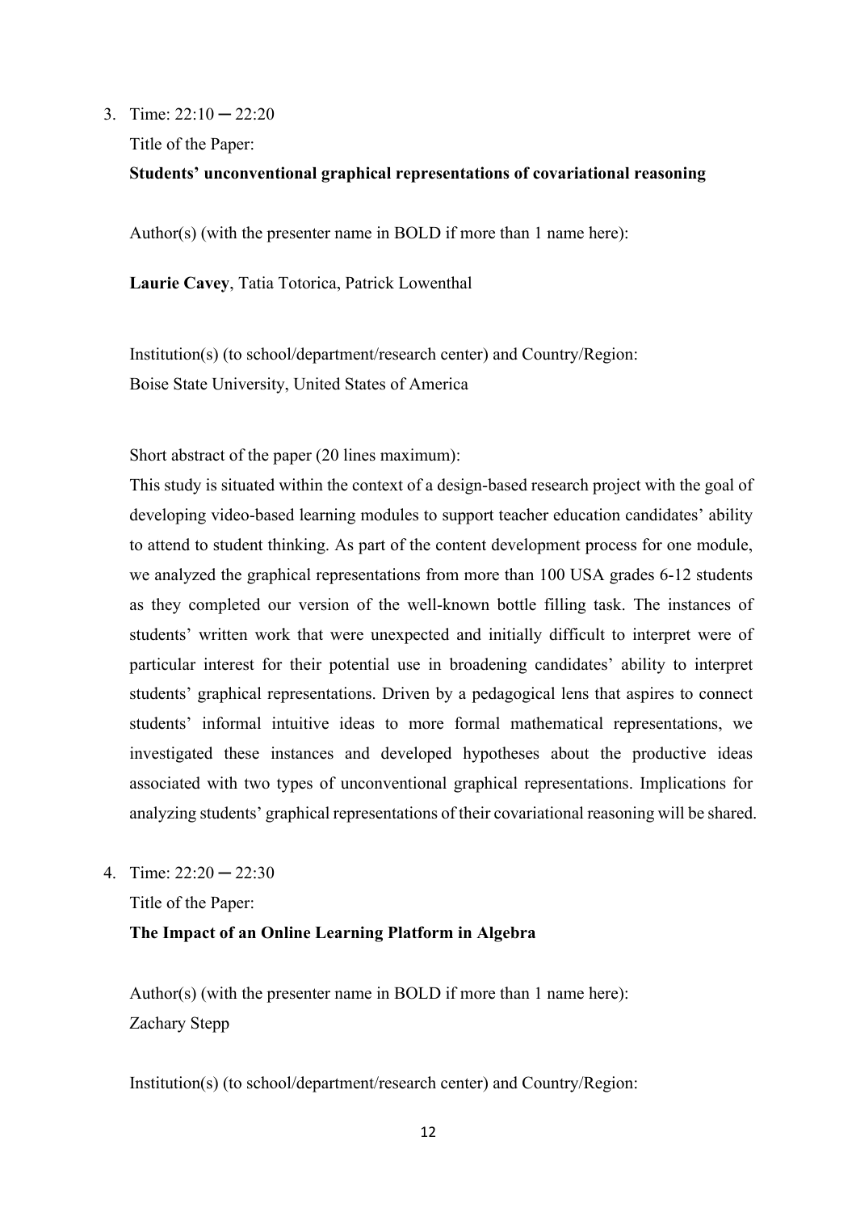3. Time: 22:10 ─ 22:20

   Title of the Paper:

   **Students' unconventional graphical representations of covariational reasoning**

   Author(s) (with the presenter name in BOLD if more than 1 name here):

   **Laurie Cavey**, Tatia Totorica, Patrick Lowenthal

   Institution(s) (to school/department/research center) and Country/Region:
   Boise State University, United States of America

   Short abstract of the paper (20 lines maximum):
   This study is situated within the context of a design-based research project with the goal of developing video-based learning modules to support teacher education candidates' ability to attend to student thinking. As part of the content development process for one module, we analyzed the graphical representations from more than 100 USA grades 6-12 students as they completed our version of the well-known bottle filling task. The instances of students' written work that were unexpected and initially difficult to interpret were of particular interest for their potential use in broadening candidates' ability to interpret students' graphical representations. Driven by a pedagogical lens that aspires to connect students' informal intuitive ideas to more formal mathematical representations, we investigated these instances and developed hypotheses about the productive ideas associated with two types of unconventional graphical representations. Implications for analyzing students' graphical representations of their covariational reasoning will be shared.

4. Time: 22:20 ─ 22:30

   Title of the Paper:

   **The Impact of an Online Learning Platform in Algebra**

   Author(s) (with the presenter name in BOLD if more than 1 name here):
   Zachary Stepp

   Institution(s) (to school/department/research center) and Country/Region: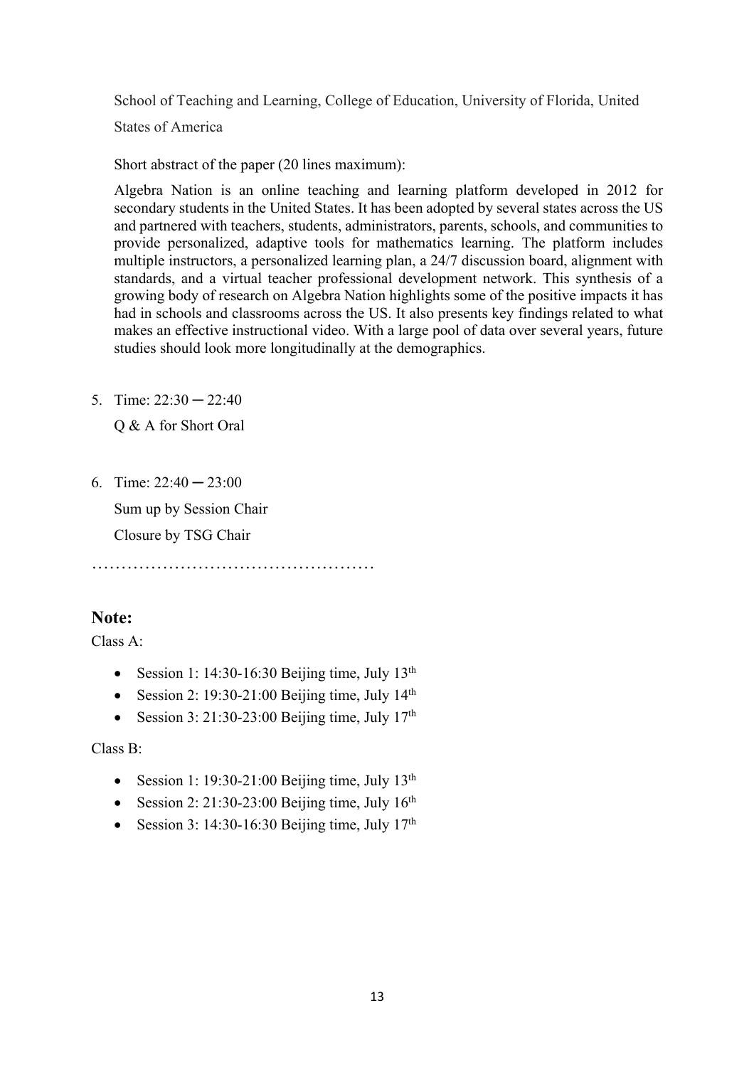School of Teaching and Learning, College of Education, University of Florida, United States of America

Short abstract of the paper (20 lines maximum):

Algebra Nation is an online teaching and learning platform developed in 2012 for secondary students in the United States. It has been adopted by several states across the US and partnered with teachers, students, administrators, parents, schools, and communities to provide personalized, adaptive tools for mathematics learning. The platform includes multiple instructors, a personalized learning plan, a 24/7 discussion board, alignment with standards, and a virtual teacher professional development network. This synthesis of a growing body of research on Algebra Nation highlights some of the positive impacts it has had in schools and classrooms across the US. It also presents key findings related to what makes an effective instructional video. With a large pool of data over several years, future studies should look more longitudinally at the demographics.

5. Time: 22:30 ─ 22:40

   Q & A for Short Oral

6. Time: 22:40 ─ 23:00

   Sum up by Session Chair

   Closure by TSG Chair

…………………………………………

## Note:

Class A:

- Session 1: 14:30-16:30 Beijing time, July 13th
- Session 2: 19:30-21:00 Beijing time, July 14th
- Session 3: 21:30-23:00 Beijing time, July 17th

Class B:

- Session 1: 19:30-21:00 Beijing time, July 13th
- Session 2: 21:30-23:00 Beijing time, July 16th
- Session 3: 14:30-16:30 Beijing time, July 17th